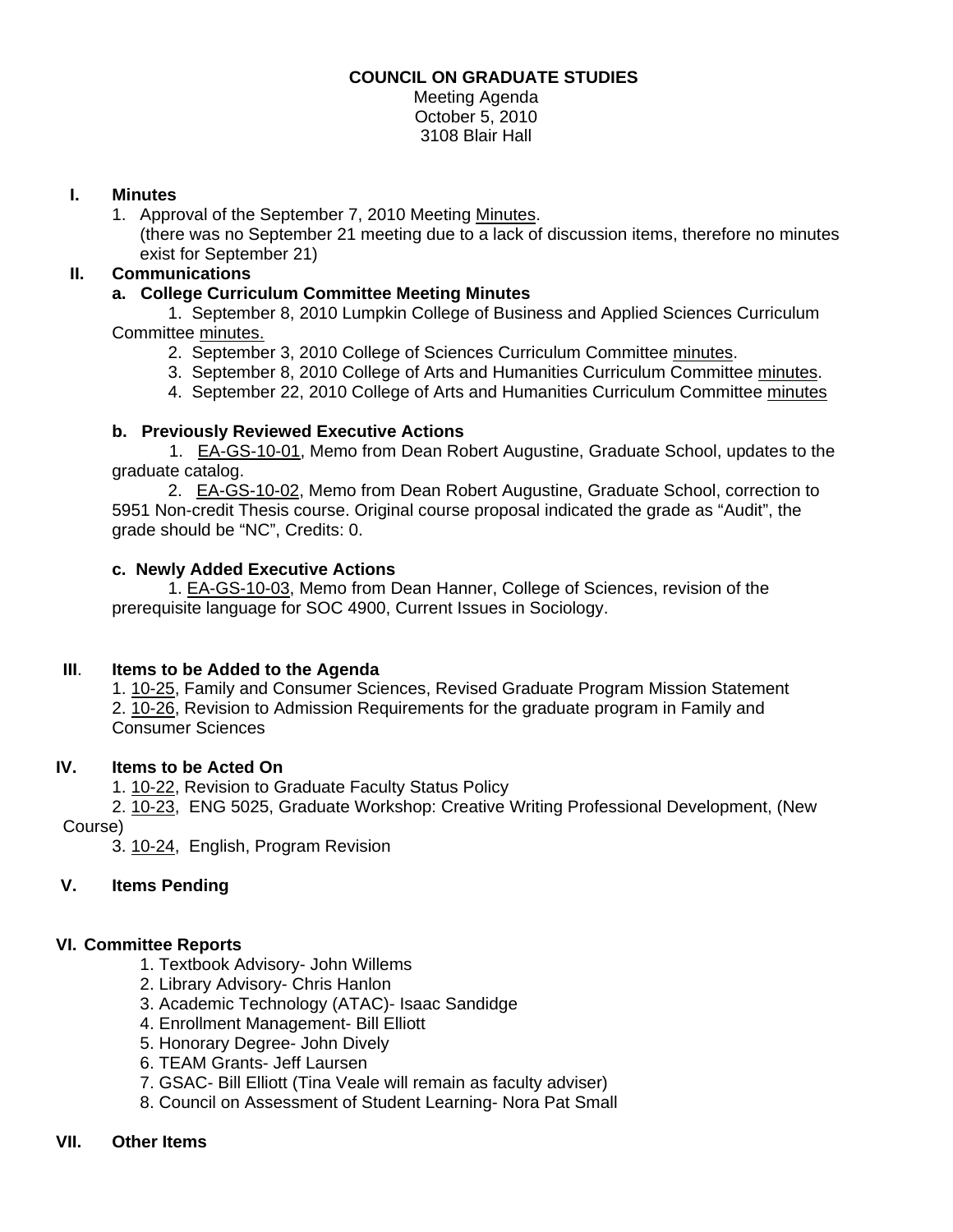# COUNCIL ON GRADUATE STUDIES

Meeting Agenda
October 5, 2010
3108 Blair Hall

## I. Minutes

1. Approval of the September 7, 2010 Meeting Minutes.
   (there was no September 21 meeting due to a lack of discussion items, therefore no minutes exist for September 21)

## II. Communications

### a. College Curriculum Committee Meeting Minutes

1. September 8, 2010 Lumpkin College of Business and Applied Sciences Curriculum Committee minutes.
2. September 3, 2010 College of Sciences Curriculum Committee minutes.
3. September 8, 2010 College of Arts and Humanities Curriculum Committee minutes.
4. September 22, 2010 College of Arts and Humanities Curriculum Committee minutes

### b. Previously Reviewed Executive Actions

1. EA-GS-10-01, Memo from Dean Robert Augustine, Graduate School, updates to the graduate catalog.
2. EA-GS-10-02, Memo from Dean Robert Augustine, Graduate School, correction to 5951 Non-credit Thesis course. Original course proposal indicated the grade as "Audit", the grade should be "NC", Credits: 0.

### c. Newly Added Executive Actions

1. EA-GS-10-03, Memo from Dean Hanner, College of Sciences, revision of the prerequisite language for SOC 4900, Current Issues in Sociology.

## III. Items to be Added to the Agenda

1. 10-25, Family and Consumer Sciences, Revised Graduate Program Mission Statement
2. 10-26, Revision to Admission Requirements for the graduate program in Family and Consumer Sciences

## IV. Items to be Acted On

1. 10-22, Revision to Graduate Faculty Status Policy
2. 10-23, ENG 5025, Graduate Workshop: Creative Writing Professional Development, (New Course)
3. 10-24, English, Program Revision

## V. Items Pending

## VI. Committee Reports

1. Textbook Advisory- John Willems
2. Library Advisory- Chris Hanlon
3. Academic Technology (ATAC)- Isaac Sandidge
4. Enrollment Management- Bill Elliott
5. Honorary Degree- John Dively
6. TEAM Grants- Jeff Laursen
7. GSAC- Bill Elliott (Tina Veale will remain as faculty adviser)
8. Council on Assessment of Student Learning- Nora Pat Small

## VII. Other Items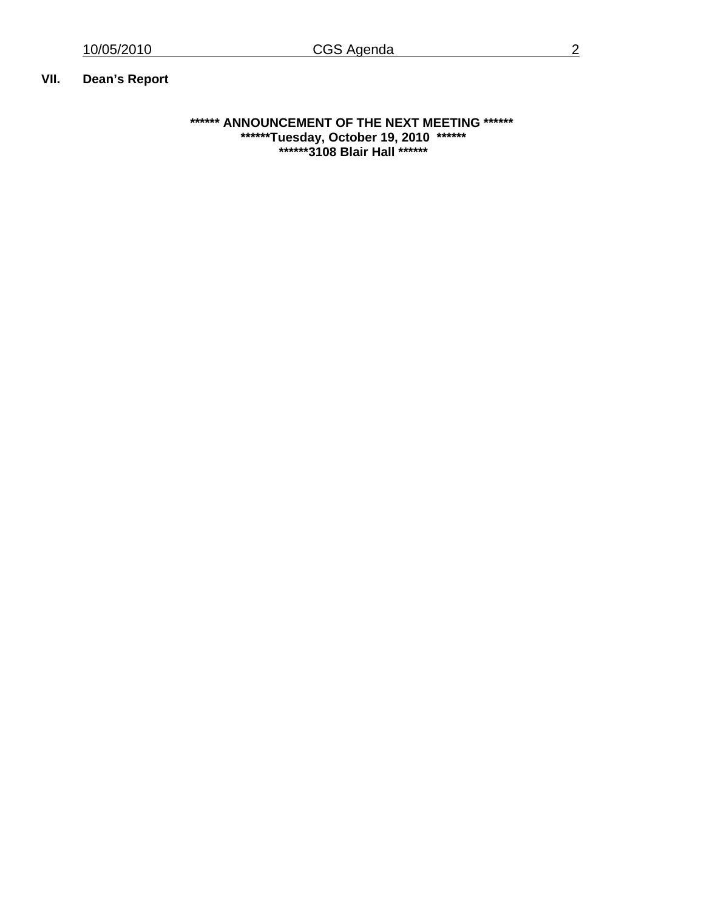**VII. Dean's Report**

**\*\*\*\*\*\* ANNOUNCEMENT OF THE NEXT MEETING \*\*\*\*\*\***
**\*\*\*\*\*\*Tuesday, October 19, 2010 \*\*\*\*\*\***
**\*\*\*\*\*\*3108 Blair Hall \*\*\*\*\*\***